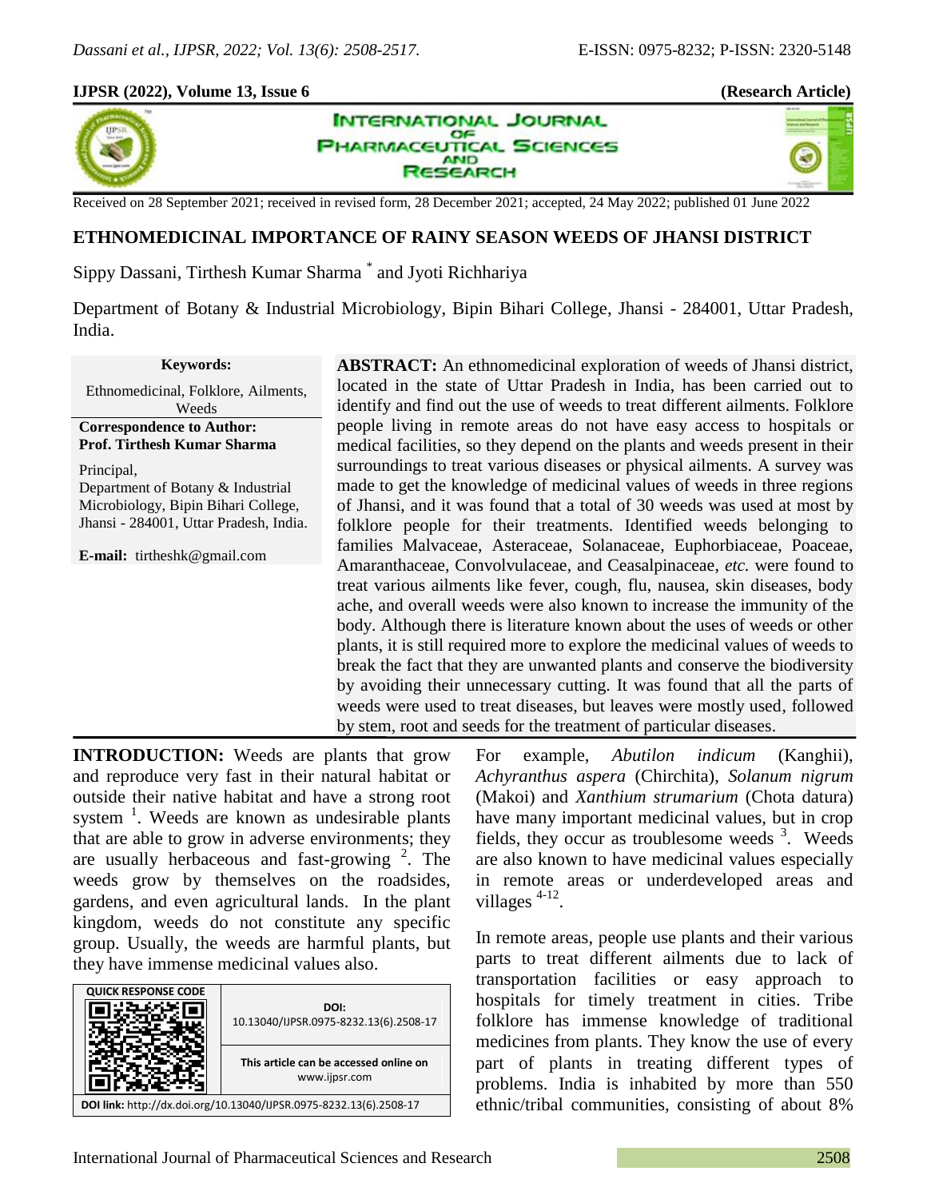Received on 28 September 2021; received in revised form, 28 December 2021; accepted, 24 May 2022; published 01 June 2022

# ETHNOMEDICINAL IMPORTANCE OF RAINY SEASON WEEDS OF JHANSI DISTRICT

Sippy Dassani, Tirthesh Kumar Sharma * and Jyoti Richhariya

Department of Botany & Industrial Microbiology, Bipin Bihari College, Jhansi - 284001, Uttar Pradesh, India.

**Keywords:**

Ethnomedicinal, Folklore, Ailments, Weeds

**Correspondence to Author:**
**Prof. Tirthesh Kumar Sharma**

Principal,
Department of Botany & Industrial Microbiology, Bipin Bihari College, Jhansi - 284001, Uttar Pradesh, India.

**E-mail:** tirtheshk@gmail.com

**ABSTRACT:** An ethnomedicinal exploration of weeds of Jhansi district, located in the state of Uttar Pradesh in India, has been carried out to identify and find out the use of weeds to treat different ailments. Folklore people living in remote areas do not have easy access to hospitals or medical facilities, so they depend on the plants and weeds present in their surroundings to treat various diseases or physical ailments. A survey was made to get the knowledge of medicinal values of weeds in three regions of Jhansi, and it was found that a total of 30 weeds was used at most by folklore people for their treatments. Identified weeds belonging to families Malvaceae, Asteraceae, Solanaceae, Euphorbiaceae, Poaceae, Amaranthaceae, Convolvulaceae, and Ceasalpinaceae, *etc.* were found to treat various ailments like fever, cough, flu, nausea, skin diseases, body ache, and overall weeds were also known to increase the immunity of the body. Although there is literature known about the uses of weeds or other plants, it is still required more to explore the medicinal values of weeds to break the fact that they are unwanted plants and conserve the biodiversity by avoiding their unnecessary cutting. It was found that all the parts of weeds were used to treat diseases, but leaves were mostly used, followed by stem, root and seeds for the treatment of particular diseases.

**INTRODUCTION:** Weeds are plants that grow and reproduce very fast in their natural habitat or outside their native habitat and have a strong root system [1]. Weeds are known as undesirable plants that are able to grow in adverse environments; they are usually herbaceous and fast-growing [2]. The weeds grow by themselves on the roadsides, gardens, and even agricultural lands. In the plant kingdom, weeds do not constitute any specific group. Usually, the weeds are harmful plants, but they have immense medicinal values also.

QUICK RESPONSE CODE

DOI: 10.13040/IJPSR.0975-8232.13(6).2508-17

This article can be accessed online on www.ijpsr.com

DOI link: http://dx.doi.org/10.13040/IJPSR.0975-8232.13(6).2508-17

For example, *Abutilon indicum* (Kanghii), *Achyranthus aspera* (Chirchita), *Solanum nigrum* (Makoi) and *Xanthium strumarium* (Chota datura) have many important medicinal values, but in crop fields, they occur as troublesome weeds [3]. Weeds are also known to have medicinal values especially in remote areas or underdeveloped areas and villages [4-12].

In remote areas, people use plants and their various parts to treat different ailments due to lack of transportation facilities or easy approach to hospitals for timely treatment in cities. Tribe folklore has immense knowledge of traditional medicines from plants. They know the use of every part of plants in treating different types of problems. India is inhabited by more than 550 ethnic/tribal communities, consisting of about 8%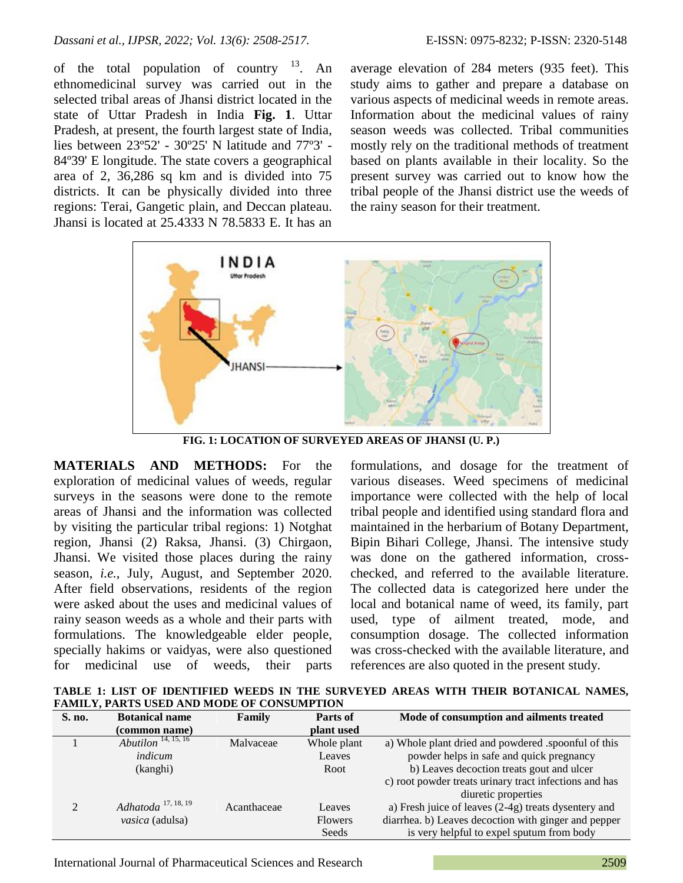of the total population of country [13]. An ethnomedicinal survey was carried out in the selected tribal areas of Jhansi district located in the state of Uttar Pradesh in India **Fig. 1**. Uttar Pradesh, at present, the fourth largest state of India, lies between 23º52' - 30º25' N latitude and 77º3' - 84º39' E longitude. The state covers a geographical area of 2, 36,286 sq km and is divided into 75 districts. It can be physically divided into three regions: Terai, Gangetic plain, and Deccan plateau. Jhansi is located at 25.4333 N 78.5833 E. It has an average elevation of 284 meters (935 feet). This study aims to gather and prepare a database on various aspects of medicinal weeds in remote areas. Information about the medicinal values of rainy season weeds was collected. Tribal communities mostly rely on the traditional methods of treatment based on plants available in their locality. So the present survey was carried out to know how the tribal people of the Jhansi district use the weeds of the rainy season for their treatment.

**FIG. 1: LOCATION OF SURVEYED AREAS OF JHANSI (U. P.)**

**MATERIALS AND METHODS:** For the exploration of medicinal values of weeds, regular surveys in the seasons were done to the remote areas of Jhansi and the information was collected by visiting the particular tribal regions: 1) Notghat region, Jhansi (2) Raksa, Jhansi. (3) Chirgaon, Jhansi. We visited those places during the rainy season, *i.e.,* July, August, and September 2020. After field observations, residents of the region were asked about the uses and medicinal values of rainy season weeds as a whole and their parts with formulations. The knowledgeable elder people, specially hakims or vaidyas, were also questioned for medicinal use of weeds, their parts formulations, and dosage for the treatment of various diseases. Weed specimens of medicinal importance were collected with the help of local tribal people and identified using standard flora and maintained in the herbarium of Botany Department, Bipin Bihari College, Jhansi. The intensive study was done on the gathered information, cross-checked, and referred to the available literature. The collected data is categorized here under the local and botanical name of weed, its family, part used, type of ailment treated, mode, and consumption dosage. The collected information was cross-checked with the available literature, and references are also quoted in the present study.

**TABLE 1: LIST OF IDENTIFIED WEEDS IN THE SURVEYED AREAS WITH THEIR BOTANICAL NAMES, FAMILY, PARTS USED AND MODE OF CONSUMPTION**

| S. no. | Botanical name (common name) | Family | Parts of plant used | Mode of consumption and ailments treated |
|---|---|---|---|---|
| 1 | *Abutilon* [14, 15, 16] *indicum* (kanghi) | Malvaceae | Whole plant<br>Leaves<br>Root | a) Whole plant dried and powdered .spoonful of this powder helps in safe and quick pregnancy<br>b) Leaves decoction treats gout and ulcer<br>c) root powder treats urinary tract infections and has diuretic properties |
| 2 | *Adhatoda* [17, 18, 19] *vasica* (adulsa) | Acanthaceae | Leaves<br>Flowers<br>Seeds | a) Fresh juice of leaves (2-4g) treats dysentery and diarrhea. b) Leaves decoction with ginger and pepper is very helpful to expel sputum from body |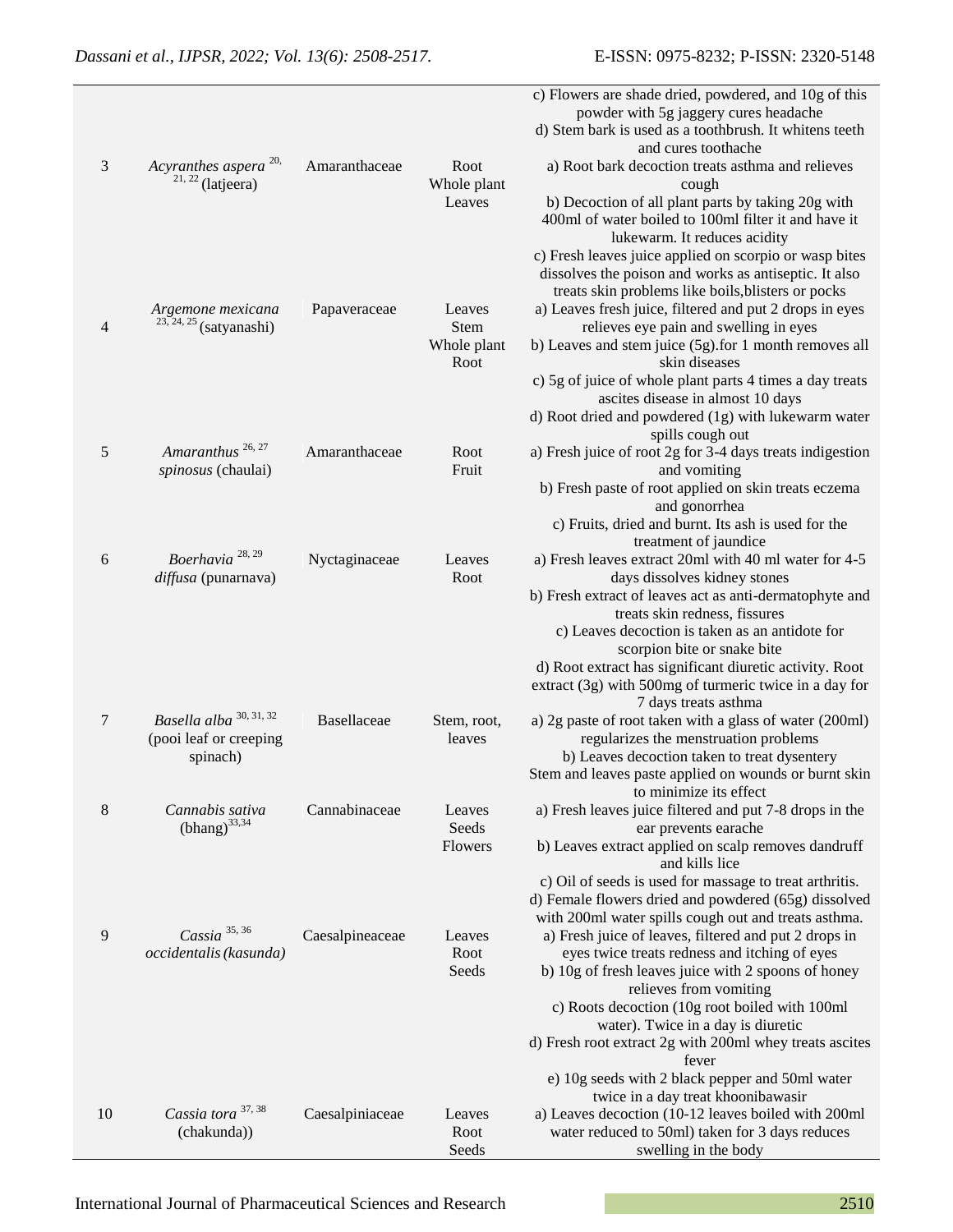| | | | | c) Flowers are shade dried, powdered, and 10g of this powder with 5g jaggery cures headache<br>d) Stem bark is used as a toothbrush. It whitens teeth and cures toothache |
|---|---|---|---|---|
| 3 | *Acyranthes aspera* [20, 21, 22] (latjeera) | Amaranthaceae | Root<br>Whole plant<br>Leaves | a) Root bark decoction treats asthma and relieves cough<br>b) Decoction of all plant parts by taking 20g with 400ml of water boiled to 100ml filter it and have it lukewarm. It reduces acidity<br>c) Fresh leaves juice applied on scorpio or wasp bites dissolves the poison and works as antiseptic. It also treats skin problems like boils,blisters or pocks |
| 4 | *Argemone mexicana* [23, 24, 25] (satyanashi) | Papaveraceae | Leaves<br>Stem<br>Whole plant<br>Root | a) Leaves fresh juice, filtered and put 2 drops in eyes relieves eye pain and swelling in eyes<br>b) Leaves and stem juice (5g).for 1 month removes all skin diseases<br>c) 5g of juice of whole plant parts 4 times a day treats ascites disease in almost 10 days<br>d) Root dried and powdered (1g) with lukewarm water spills cough out |
| 5 | *Amaranthus* [26, 27] *spinosus* (chaulai) | Amaranthaceae | Root<br>Fruit | a) Fresh juice of root 2g for 3-4 days treats indigestion and vomiting<br>b) Fresh paste of root applied on skin treats eczema and gonorrhea<br>c) Fruits, dried and burnt. Its ash is used for the treatment of jaundice |
| 6 | *Boerhavia* [28, 29] *diffusa* (punarnava) | Nyctaginaceae | Leaves<br>Root | a) Fresh leaves extract 20ml with 40 ml water for 4-5 days dissolves kidney stones<br>b) Fresh extract of leaves act as anti-dermatophyte and treats skin redness, fissures<br>c) Leaves decoction is taken as an antidote for scorpion bite or snake bite<br>d) Root extract has significant diuretic activity. Root extract (3g) with 500mg of turmeric twice in a day for 7 days treats asthma |
| 7 | *Basella alba* [30, 31, 32] (pooi leaf or creeping spinach) | Basellaceae | Stem, root, leaves | a) 2g paste of root taken with a glass of water (200ml) regularizes the menstruation problems<br>b) Leaves decoction taken to treat dysentery<br>Stem and leaves paste applied on wounds or burnt skin to minimize its effect |
| 8 | *Cannabis sativa* (bhang)[33,34] | Cannabinaceae | Leaves<br>Seeds<br>Flowers | a) Fresh leaves juice filtered and put 7-8 drops in the ear prevents earache<br>b) Leaves extract applied on scalp removes dandruff and kills lice<br>c) Oil of seeds is used for massage to treat arthritis.<br>d) Female flowers dried and powdered (65g) dissolved with 200ml water spills cough out and treats asthma. |
| 9 | *Cassia* [35, 36] *occidentalis (kasunda)* | Caesalpineaceae | Leaves<br>Root<br>Seeds | a) Fresh juice of leaves, filtered and put 2 drops in eyes twice treats redness and itching of eyes<br>b) 10g of fresh leaves juice with 2 spoons of honey relieves from vomiting<br>c) Roots decoction (10g root boiled with 100ml water). Twice in a day is diuretic<br>d) Fresh root extract 2g with 200ml whey treats ascites fever<br>e) 10g seeds with 2 black pepper and 50ml water twice in a day treat khoonibawasir |
| 10 | *Cassia tora* [37, 38] (chakunda)) | Caesalpiniaceae | Leaves<br>Root<br>Seeds | a) Leaves decoction (10-12 leaves boiled with 200ml water reduced to 50ml) taken for 3 days reduces swelling in the body |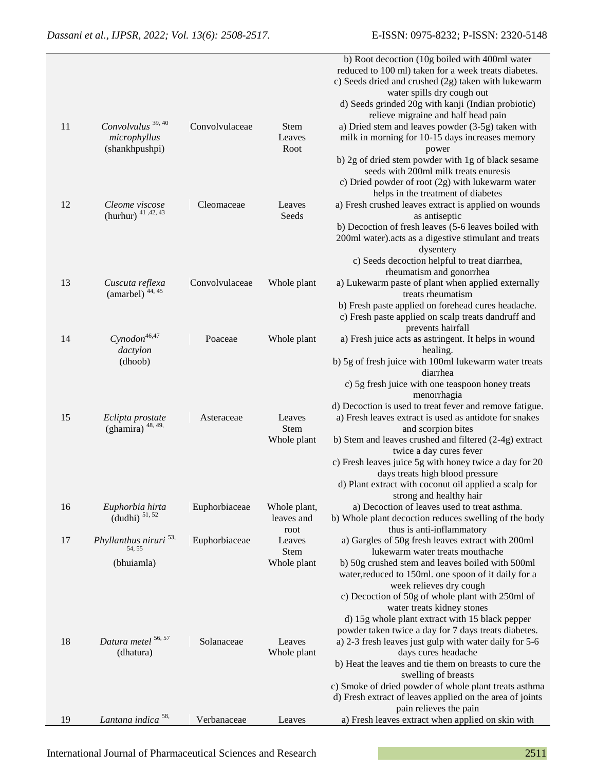| | | | | |
|---|---|---|---|---|
| | | | | b) Root decoction (10g boiled with 400ml water reduced to 100 ml) taken for a week treats diabetes.<br>c) Seeds dried and crushed (2g) taken with lukewarm water spills dry cough out<br>d) Seeds grinded 20g with kanji (Indian probiotic) relieve migraine and half head pain |
| 11 | *Convolvulus* [39, 40] *microphyllus* (shankhpushpi) | Convolvulaceae | Stem Leaves Root | a) Dried stem and leaves powder (3-5g) taken with milk in morning for 10-15 days increases memory power<br>b) 2g of dried stem powder with 1g of black sesame seeds with 200ml milk treats enuresis<br>c) Dried powder of root (2g) with lukewarm water helps in the treatment of diabetes |
| 12 | *Cleome viscose* (hurhur) [41, 42, 43] | Cleomaceae | Leaves Seeds | a) Fresh crushed leaves extract is applied on wounds as antiseptic<br>b) Decoction of fresh leaves (5-6 leaves boiled with 200ml water).acts as a digestive stimulant and treats dysentery<br>c) Seeds decoction helpful to treat diarrhea, rheumatism and gonorrhea |
| 13 | *Cuscuta reflexa* (amarbel) [44, 45] | Convolvulaceae | Whole plant | a) Lukewarm paste of plant when applied externally treats rheumatism<br>b) Fresh paste applied on forehead cures headache.<br>c) Fresh paste applied on scalp treats dandruff and prevents hairfall |
| 14 | *Cynodon*[46,47] *dactylon* (dhoob) | Poaceae | Whole plant | a) Fresh juice acts as astringent. It helps in wound healing.<br>b) 5g of fresh juice with 100ml lukewarm water treats diarrhea<br>c) 5g fresh juice with one teaspoon honey treats menorrhagia<br>d) Decoction is used to treat fever and remove fatigue. |
| 15 | *Eclipta prostate* (ghamira) [48, 49,] | Asteraceae | Leaves Stem Whole plant | a) Fresh leaves extract is used as antidote for snakes and scorpion bites<br>b) Stem and leaves crushed and filtered (2-4g) extract twice a day cures fever<br>c) Fresh leaves juice 5g with honey twice a day for 20 days treats high blood pressure<br>d) Plant extract with coconut oil applied a scalp for strong and healthy hair |
| 16 | *Euphorbia hirta* (dudhi) [51, 52] | Euphorbiaceae | Whole plant, leaves and root | a) Decoction of leaves used to treat asthma.<br>b) Whole plant decoction reduces swelling of the body thus is anti-inflammatory |
| 17 | *Phyllanthus niruri* [53, 54, 55] (bhuiamla) | Euphorbiaceae | Leaves Stem Whole plant | a) Gargles of 50g fresh leaves extract with 200ml lukewarm water treats mouthache<br>b) 50g crushed stem and leaves boiled with 500ml water,reduced to 150ml. one spoon of it daily for a week relieves dry cough<br>c) Decoction of 50g of whole plant with 250ml of water treats kidney stones<br>d) 15g whole plant extract with 15 black pepper powder taken twice a day for 7 days treats diabetes. |
| 18 | *Datura metel* [56, 57] (dhatura) | Solanaceae | Leaves Whole plant | a) 2-3 fresh leaves just gulp with water daily for 5-6 days cures headache<br>b) Heat the leaves and tie them on breasts to cure the swelling of breasts<br>c) Smoke of dried powder of whole plant treats asthma<br>d) Fresh extract of leaves applied on the area of joints pain relieves the pain |
| 19 | *Lantana indica* [58,] | Verbanaceae | Leaves | a) Fresh leaves extract when applied on skin with |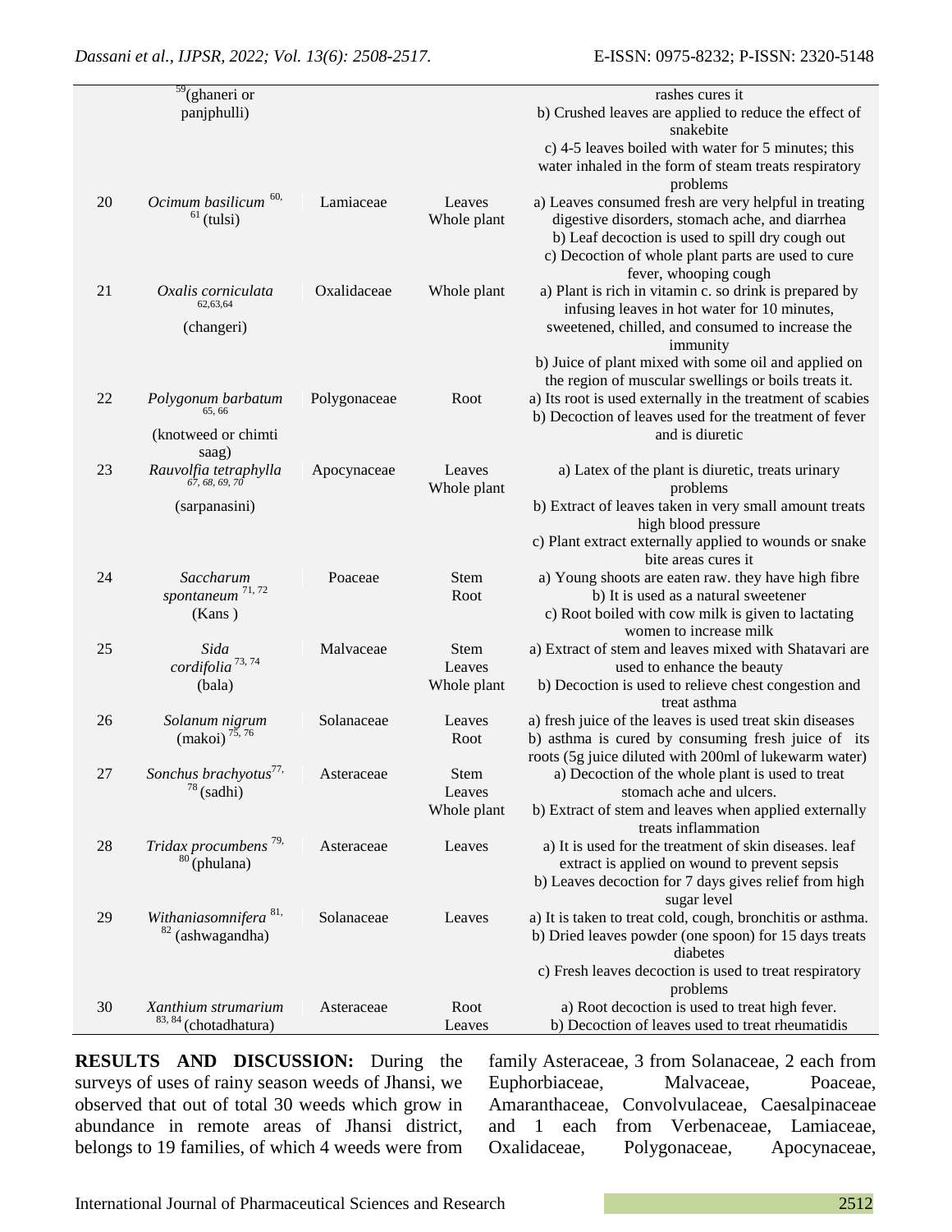| | | | | |
|---|---|---|---|---|
| | [59](ghaneri or panjphulli) | | | rashes cures it<br>b) Crushed leaves are applied to reduce the effect of snakebite<br>c) 4-5 leaves boiled with water for 5 minutes; this water inhaled in the form of steam treats respiratory problems |
| 20 | *Ocimum basilicum* [60, 61] (tulsi) | Lamiaceae | Leaves<br>Whole plant | a) Leaves consumed fresh are very helpful in treating digestive disorders, stomach ache, and diarrhea<br>b) Leaf decoction is used to spill dry cough out<br>c) Decoction of whole plant parts are used to cure fever, whooping cough |
| 21 | *Oxalis corniculata* [62,63,64]<br>(changeri) | Oxalidaceae | Whole plant | a) Plant is rich in vitamin c. so drink is prepared by infusing leaves in hot water for 10 minutes, sweetened, chilled, and consumed to increase the immunity<br>b) Juice of plant mixed with some oil and applied on the region of muscular swellings or boils treats it. |
| 22 | *Polygonum barbatum* [65, 66]<br>(knotweed or chimti saag) | Polygonaceae | Root | a) Its root is used externally in the treatment of scabies<br>b) Decoction of leaves used for the treatment of fever and is diuretic |
| 23 | *Rauvolfia tetraphylla* [67, 68, 69, 70]<br>(sarpanasini) | Apocynaceae | Leaves<br>Whole plant | a) Latex of the plant is diuretic, treats urinary problems<br>b) Extract of leaves taken in very small amount treats high blood pressure<br>c) Plant extract externally applied to wounds or snake bite areas cures it |
| 24 | *Saccharum spontaneum* [71, 72]<br>(Kans ) | Poaceae | Stem<br>Root | a) Young shoots are eaten raw. they have high fibre<br>b) It is used as a natural sweetener<br>c) Root boiled with cow milk is given to lactating women to increase milk |
| 25 | *Sida cordifolia* [73, 74]<br>(bala) | Malvaceae | Stem<br>Leaves<br>Whole plant | a) Extract of stem and leaves mixed with Shatavari are used to enhance the beauty<br>b) Decoction is used to relieve chest congestion and treat asthma |
| 26 | *Solanum nigrum* (makoi) [75, 76] | Solanaceae | Leaves<br>Root | a) fresh juice of the leaves is used treat skin diseases<br>b) asthma is cured by consuming fresh juice of its roots (5g juice diluted with 200ml of lukewarm water) |
| 27 | *Sonchus brachyotus*[77, 78] (sadhi) | Asteraceae | Stem<br>Leaves<br>Whole plant | a) Decoction of the whole plant is used to treat stomach ache and ulcers.<br>b) Extract of stem and leaves when applied externally treats inflammation |
| 28 | *Tridax procumbens* [79, 80] (phulana) | Asteraceae | Leaves | a) It is used for the treatment of skin diseases. leaf extract is applied on wound to prevent sepsis<br>b) Leaves decoction for 7 days gives relief from high sugar level |
| 29 | *Withaniasomnifera* [81, 82] (ashwagandha) | Solanaceae | Leaves | a) It is taken to treat cold, cough, bronchitis or asthma.<br>b) Dried leaves powder (one spoon) for 15 days treats diabetes<br>c) Fresh leaves decoction is used to treat respiratory problems |
| 30 | *Xanthium strumarium* [83, 84] (chotadhatura) | Asteraceae | Root<br>Leaves | a) Root decoction is used to treat high fever.<br>b) Decoction of leaves used to treat rheumatidis |

**RESULTS AND DISCUSSION:** During the surveys of uses of rainy season weeds of Jhansi, we observed that out of total 30 weeds which grow in abundance in remote areas of Jhansi district, belongs to 19 families, of which 4 weeds were from family Asteraceae, 3 from Solanaceae, 2 each from Euphorbiaceae, Malvaceae, Poaceae, Amaranthaceae, Convolvulaceae, Caesalpinaceae and 1 each from Verbenaceae, Lamiaceae, Oxalidaceae, Polygonaceae, Apocynaceae,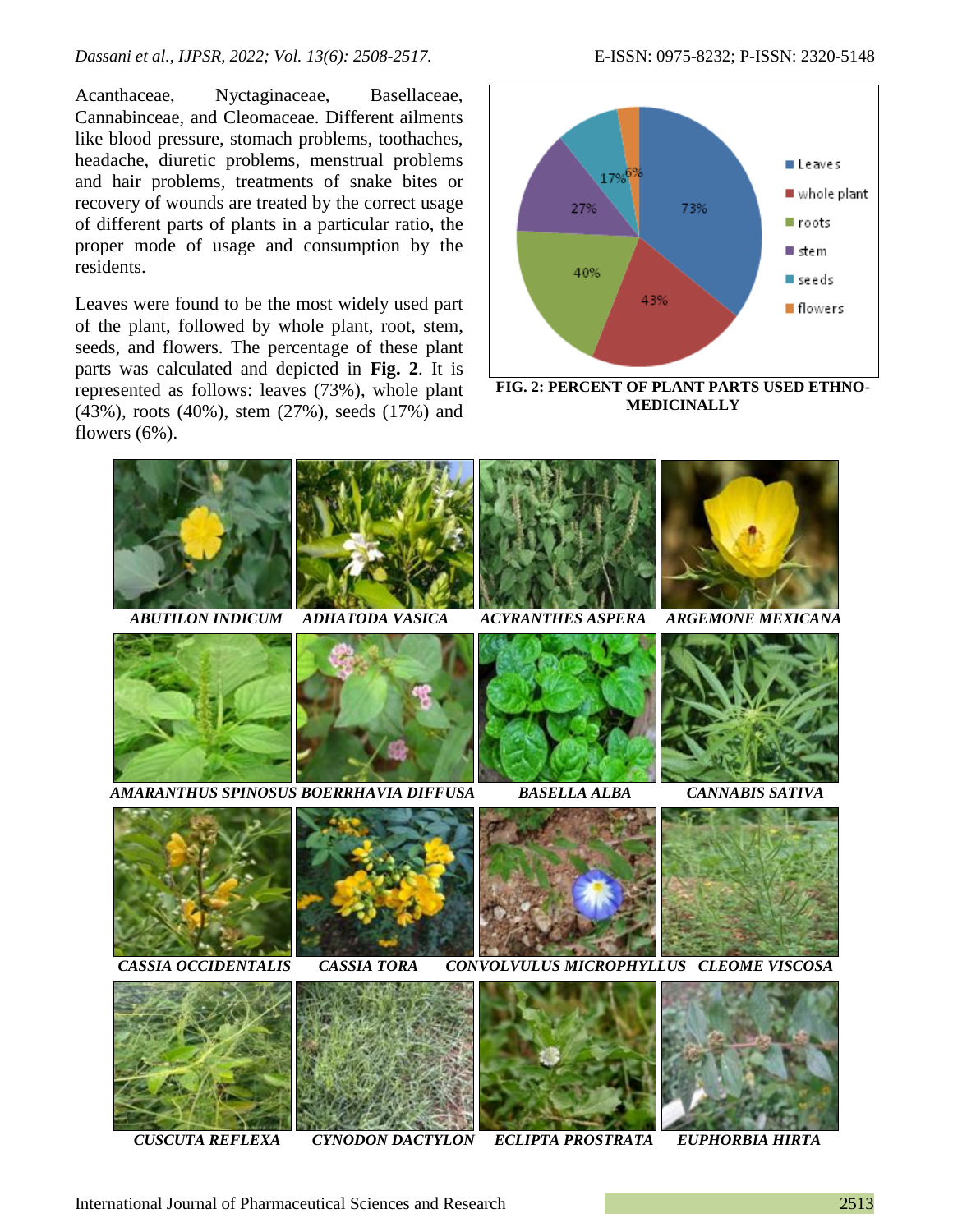Acanthaceae, Nyctaginaceae, Basellaceae, Cannabinceae, and Cleomaceae. Different ailments like blood pressure, stomach problems, toothaches, headache, diuretic problems, menstrual problems and hair problems, treatments of snake bites or recovery of wounds are treated by the correct usage of different parts of plants in a particular ratio, the proper mode of usage and consumption by the residents.

Leaves were found to be the most widely used part of the plant, followed by whole plant, root, stem, seeds, and flowers. The percentage of these plant parts was calculated and depicted in **Fig. 2**. It is represented as follows: leaves (73%), whole plant (43%), roots (40%), stem (27%), seeds (17%) and flowers (6%).

**FIG. 2: PERCENT OF PLANT PARTS USED ETHNO-MEDICINALLY**

*ABUTILON INDICUM* | *ADHATODA VASICA* | *ACYRANTHES ASPERA* | *ARGEMONE MEXICANA*

*AMARANTHUS SPINOSUS* | *BOERRHAVIA DIFFUSA* | *BASELLA ALBA* | *CANNABIS SATIVA*

*CASSIA OCCIDENTALIS* | *CASSIA TORA* | *CONVOLVULUS MICROPHYLLUS* | *CLEOME VISCOSA*

*CUSCUTA REFLEXA* | *CYNODON DACTYLON* | *ECLIPTA PROSTRATA* | *EUPHORBIA HIRTA*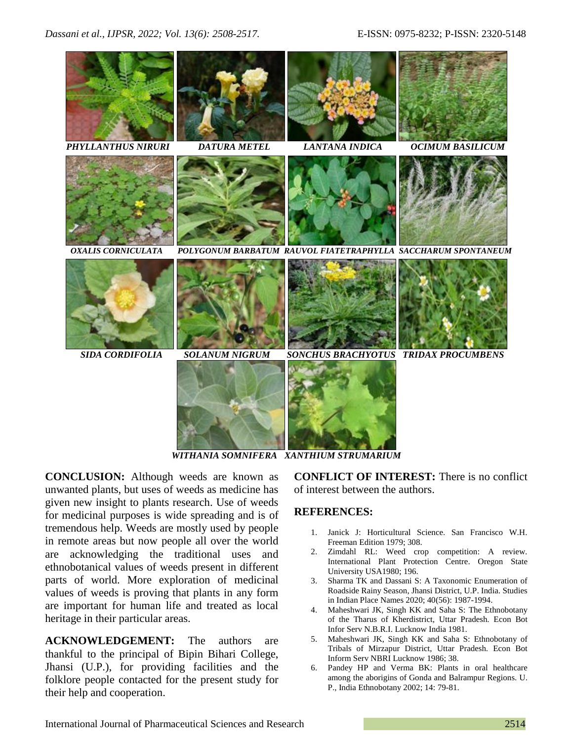*PHYLLANTHUS NIRURI* *DATURA METEL* *LANTANA INDICA* *OCIMUM BASILICUM*

*OXALIS CORNICULATA* *POLYGONUM BARBATUM* *RAUVOL FIATETRAPHYLLA* *SACCHARUM SPONTANEUM*

*SIDA CORDIFOLIA* *SOLANUM NIGRUM* *SONCHUS BRACHYOTUS* *TRIDAX PROCUMBENS*

*WITHANIA SOMNIFERA* *XANTHIUM STRUMARIUM*

**CONCLUSION:** Although weeds are known as unwanted plants, but uses of weeds as medicine has given new insight to plants research. Use of weeds for medicinal purposes is wide spreading and is of tremendous help. Weeds are mostly used by people in remote areas but now people all over the world are acknowledging the traditional uses and ethnobotanical values of weeds present in different parts of world. More exploration of medicinal values of weeds is proving that plants in any form are important for human life and treated as local heritage in their particular areas.

**ACKNOWLEDGEMENT:** The authors are thankful to the principal of Bipin Bihari College, Jhansi (U.P.), for providing facilities and the folklore people contacted for the present study for their help and cooperation.

**CONFLICT OF INTEREST:** There is no conflict of interest between the authors.

## REFERENCES:

1. Janick J: Horticultural Science. San Francisco W.H. Freeman Edition 1979; 308.
2. Zimdahl RL: Weed crop competition: A review. International Plant Protection Centre. Oregon State University USA1980; 196.
3. Sharma TK and Dassani S: A Taxonomic Enumeration of Roadside Rainy Season, Jhansi District, U.P. India. Studies in Indian Place Names 2020; 40(56): 1987-1994.
4. Maheshwari JK, Singh KK and Saha S: The Ethnobotany of the Tharus of Kherdistrict, Uttar Pradesh. Econ Bot Infor Serv N.B.R.I. Lucknow India 1981.
5. Maheshwari JK, Singh KK and Saha S: Ethnobotany of Tribals of Mirzapur District, Uttar Pradesh. Econ Bot Inform Serv NBRI Lucknow 1986; 38.
6. Pandey HP and Verma BK: Plants in oral healthcare among the aborigins of Gonda and Balrampur Regions. U. P., India Ethnobotany 2002; 14: 79-81.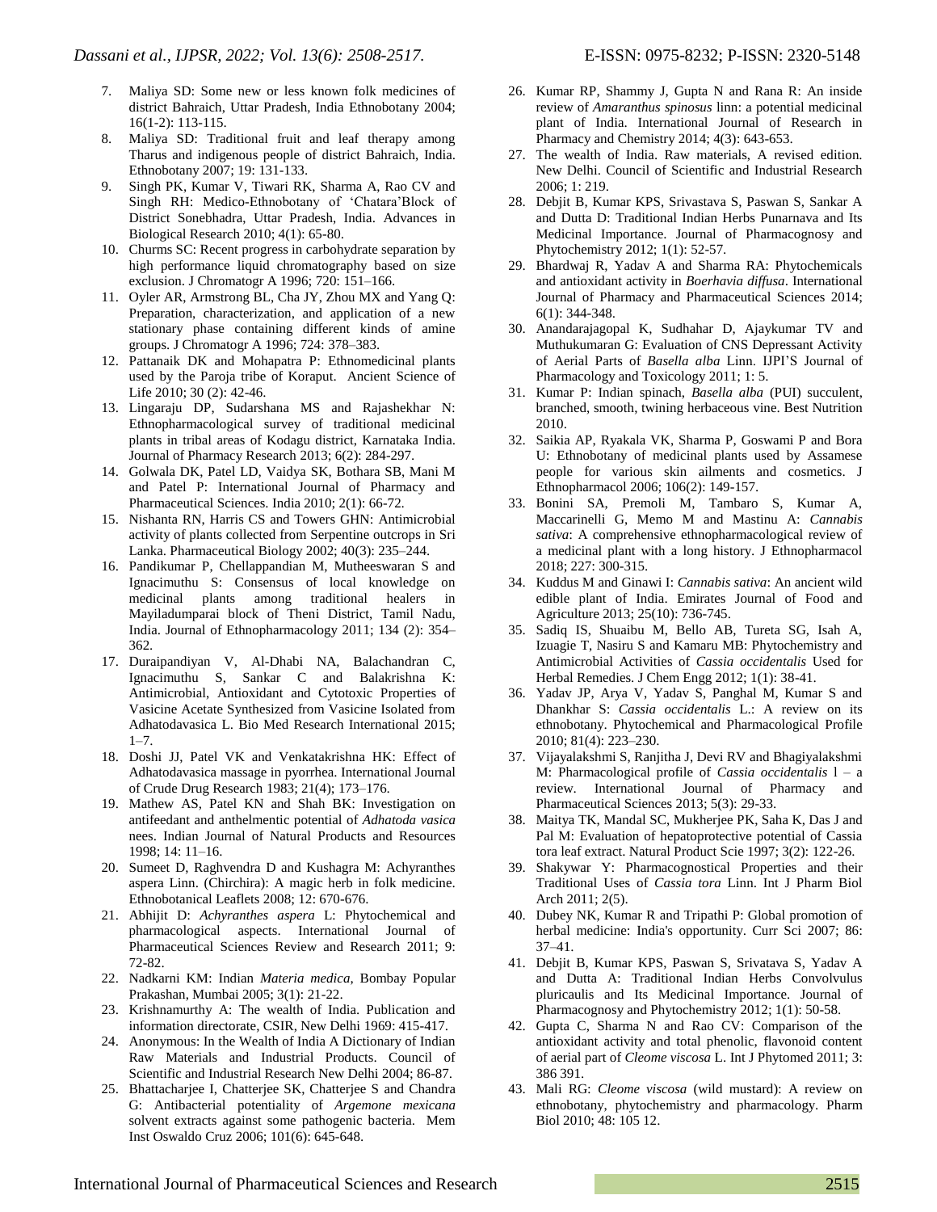7. Maliya SD: Some new or less known folk medicines of district Bahraich, Uttar Pradesh, India Ethnobotany 2004; 16(1-2): 113-115.
8. Maliya SD: Traditional fruit and leaf therapy among Tharus and indigenous people of district Bahraich, India. Ethnobotany 2007; 19: 131-133.
9. Singh PK, Kumar V, Tiwari RK, Sharma A, Rao CV and Singh RH: Medico-Ethnobotany of 'Chatara'Block of District Sonebhadra, Uttar Pradesh, India. Advances in Biological Research 2010; 4(1): 65-80.
10. Churms SC: Recent progress in carbohydrate separation by high performance liquid chromatography based on size exclusion. J Chromatogr A 1996; 720: 151–166.
11. Oyler AR, Armstrong BL, Cha JY, Zhou MX and Yang Q: Preparation, characterization, and application of a new stationary phase containing different kinds of amine groups. J Chromatogr A 1996; 724: 378–383.
12. Pattanaik DK and Mohapatra P: Ethnomedicinal plants used by the Paroja tribe of Koraput. Ancient Science of Life 2010; 30 (2): 42-46.
13. Lingaraju DP, Sudarshana MS and Rajashekhar N: Ethnopharmacological survey of traditional medicinal plants in tribal areas of Kodagu district, Karnataka India. Journal of Pharmacy Research 2013; 6(2): 284-297.
14. Golwala DK, Patel LD, Vaidya SK, Bothara SB, Mani M and Patel P: International Journal of Pharmacy and Pharmaceutical Sciences. India 2010; 2(1): 66-72.
15. Nishanta RN, Harris CS and Towers GHN: Antimicrobial activity of plants collected from Serpentine outcrops in Sri Lanka. Pharmaceutical Biology 2002; 40(3): 235–244.
16. Pandikumar P, Chellappandian M, Mutheeswaran S and Ignacimuthu S: Consensus of local knowledge on medicinal plants among traditional healers in Mayiladumparai block of Theni District, Tamil Nadu, India. Journal of Ethnopharmacology 2011; 134 (2): 354–362.
17. Duraipandiyan V, Al-Dhabi NA, Balachandran C, Ignacimuthu S, Sankar C and Balakrishna K: Antimicrobial, Antioxidant and Cytotoxic Properties of Vasicine Acetate Synthesized from Vasicine Isolated from Adhatodavasica L. Bio Med Research International 2015; 1–7.
18. Doshi JJ, Patel VK and Venkatakrishna HK: Effect of Adhatodavasica massage in pyorrhea. International Journal of Crude Drug Research 1983; 21(4); 173–176.
19. Mathew AS, Patel KN and Shah BK: Investigation on antifeedant and anthelmentic potential of *Adhatoda vasica* nees. Indian Journal of Natural Products and Resources 1998; 14: 11–16.
20. Sumeet D, Raghvendra D and Kushagra M: Achyranthes aspera Linn. (Chirchira): A magic herb in folk medicine. Ethnobotanical Leaflets 2008; 12: 670-676.
21. Abhijit D: *Achyranthes aspera* L: Phytochemical and pharmacological aspects. International Journal of Pharmaceutical Sciences Review and Research 2011; 9: 72-82.
22. Nadkarni KM: Indian *Materia medica*, Bombay Popular Prakashan, Mumbai 2005; 3(1): 21-22.
23. Krishnamurthy A: The wealth of India. Publication and information directorate, CSIR, New Delhi 1969: 415-417.
24. Anonymous: In the Wealth of India A Dictionary of Indian Raw Materials and Industrial Products. Council of Scientific and Industrial Research New Delhi 2004; 86-87.
25. Bhattacharjee I, Chatterjee SK, Chatterjee S and Chandra G: Antibacterial potentiality of *Argemone mexicana* solvent extracts against some pathogenic bacteria. Mem Inst Oswaldo Cruz 2006; 101(6): 645-648.
26. Kumar RP, Shammy J, Gupta N and Rana R: An inside review of *Amaranthus spinosus* linn: a potential medicinal plant of India. International Journal of Research in Pharmacy and Chemistry 2014; 4(3): 643-653.
27. The wealth of India. Raw materials, A revised edition. New Delhi. Council of Scientific and Industrial Research 2006; 1: 219.
28. Debjit B, Kumar KPS, Srivastava S, Paswan S, Sankar A and Dutta D: Traditional Indian Herbs Punarnava and Its Medicinal Importance. Journal of Pharmacognosy and Phytochemistry 2012; 1(1): 52-57.
29. Bhardwaj R, Yadav A and Sharma RA: Phytochemicals and antioxidant activity in *Boerhavia diffusa*. International Journal of Pharmacy and Pharmaceutical Sciences 2014; 6(1): 344-348.
30. Anandarajagopal K, Sudhahar D, Ajaykumar TV and Muthukumaran G: Evaluation of CNS Depressant Activity of Aerial Parts of *Basella alba* Linn. IJPI'S Journal of Pharmacology and Toxicology 2011; 1: 5.
31. Kumar P: Indian spinach, *Basella alba* (PUI) succulent, branched, smooth, twining herbaceous vine. Best Nutrition 2010.
32. Saikia AP, Ryakala VK, Sharma P, Goswami P and Bora U: Ethnobotany of medicinal plants used by Assamese people for various skin ailments and cosmetics. J Ethnopharmacol 2006; 106(2): 149-157.
33. Bonini SA, Premoli M, Tambaro S, Kumar A, Maccarinelli G, Memo M and Mastinu A: *Cannabis sativa*: A comprehensive ethnopharmacological review of a medicinal plant with a long history. J Ethnopharmacol 2018; 227: 300-315.
34. Kuddus M and Ginawi I: *Cannabis sativa*: An ancient wild edible plant of India. Emirates Journal of Food and Agriculture 2013; 25(10): 736-745.
35. Sadiq IS, Shuaibu M, Bello AB, Tureta SG, Isah A, Izuagie T, Nasiru S and Kamaru MB: Phytochemistry and Antimicrobial Activities of *Cassia occidentalis* Used for Herbal Remedies. J Chem Engg 2012; 1(1): 38-41.
36. Yadav JP, Arya V, Yadav S, Panghal M, Kumar S and Dhankhar S: *Cassia occidentalis* L.: A review on its ethnobotany. Phytochemical and Pharmacological Profile 2010; 81(4): 223–230.
37. Vijayalakshmi S, Ranjitha J, Devi RV and Bhagiyalakshmi M: Pharmacological profile of *Cassia occidentalis* l – a review. International Journal of Pharmacy and Pharmaceutical Sciences 2013; 5(3): 29-33.
38. Maitya TK, Mandal SC, Mukherjee PK, Saha K, Das J and Pal M: Evaluation of hepatoprotective potential of Cassia tora leaf extract. Natural Product Scie 1997; 3(2): 122-26.
39. Shakywar Y: Pharmacognostical Properties and their Traditional Uses of *Cassia tora* Linn. Int J Pharm Biol Arch 2011; 2(5).
40. Dubey NK, Kumar R and Tripathi P: Global promotion of herbal medicine: India's opportunity. Curr Sci 2007; 86: 37–41.
41. Debjit B, Kumar KPS, Paswan S, Srivatava S, Yadav A and Dutta A: Traditional Indian Herbs Convolvulus pluricaulis and Its Medicinal Importance. Journal of Pharmacognosy and Phytochemistry 2012; 1(1): 50-58.
42. Gupta C, Sharma N and Rao CV: Comparison of the antioxidant activity and total phenolic, flavonoid content of aerial part of *Cleome viscosa* L. Int J Phytomed 2011; 3: 386 391.
43. Mali RG: *Cleome viscosa* (wild mustard): A review on ethnobotany, phytochemistry and pharmacology. Pharm Biol 2010; 48: 105 12.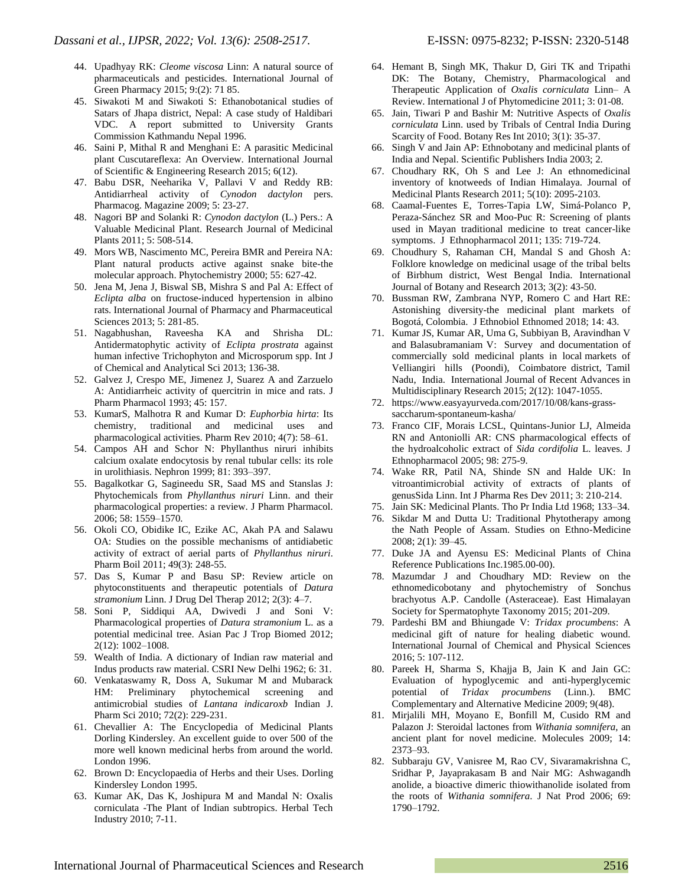44. Upadhyay RK: *Cleome viscosa* Linn: A natural source of pharmaceuticals and pesticides. International Journal of Green Pharmacy 2015; 9:(2): 71 85.
45. Siwakoti M and Siwakoti S: Ethanobotanical studies of Satars of Jhapa district, Nepal: A case study of Haldibari VDC. A report submitted to University Grants Commission Kathmandu Nepal 1996.
46. Saini P, Mithal R and Menghani E: A parasitic Medicinal plant Cuscutareflexa: An Overview. International Journal of Scientific & Engineering Research 2015; 6(12).
47. Babu DSR, Neeharika V, Pallavi V and Reddy RB: Antidiarrheal activity of *Cynodon dactylon* pers. Pharmacog. Magazine 2009; 5: 23-27.
48. Nagori BP and Solanki R: *Cynodon dactylon* (L.) Pers.: A Valuable Medicinal Plant. Research Journal of Medicinal Plants 2011; 5: 508-514.
49. Mors WB, Nascimento MC, Pereira BMR and Pereira NA: Plant natural products active against snake bite-the molecular approach. Phytochemistry 2000; 55: 627-42.
50. Jena M, Jena J, Biswal SB, Mishra S and Pal A: Effect of *Eclipta alba* on fructose-induced hypertension in albino rats. International Journal of Pharmacy and Pharmaceutical Sciences 2013; 5: 281-85.
51. Nagabhushan, Raveesha KA and Shrisha DL: Antidermatophytic activity of *Eclipta prostrata* against human infective Trichophyton and Microsporum spp. Int J of Chemical and Analytical Sci 2013; 136-38.
52. Galvez J, Crespo ME, Jimenez J, Suarez A and Zarzuelo A: Antidiarrheic activity of quercitrin in mice and rats. J Pharm Pharmacol 1993; 45: 157.
53. KumarS, Malhotra R and Kumar D: *Euphorbia hirta*: Its chemistry, traditional and medicinal uses and pharmacological activities. Pharm Rev 2010; 4(7): 58–61.
54. Campos AH and Schor N: Phyllanthus niruri inhibits calcium oxalate endocytosis by renal tubular cells: its role in urolithiasis. Nephron 1999; 81: 393–397.
55. Bagalkotkar G, Sagineedu SR, Saad MS and Stanslas J: Phytochemicals from *Phyllanthus niruri* Linn. and their pharmacological properties: a review. J Pharm Pharmacol. 2006; 58: 1559–1570.
56. Okoli CO, Obidike IC, Ezike AC, Akah PA and Salawu OA: Studies on the possible mechanisms of antidiabetic activity of extract of aerial parts of *Phyllanthus niruri*. Pharm Boil 2011; 49(3): 248-55.
57. Das S, Kumar P and Basu SP: Review article on phytoconstituents and therapeutic potentials of *Datura stramonium* Linn. J Drug Del Therap 2012; 2(3): 4–7.
58. Soni P, Siddiqui AA, Dwivedi J and Soni V: Pharmacological properties of *Datura stramonium* L. as a potential medicinal tree. Asian Pac J Trop Biomed 2012; 2(12): 1002–1008.
59. Wealth of India. A dictionary of Indian raw material and Indus products raw material. CSRI New Delhi 1962; 6: 31.
60. Venkataswamy R, Doss A, Sukumar M and Mubarack HM: Preliminary phytochemical screening and antimicrobial studies of *Lantana indicaroxb* Indian J. Pharm Sci 2010; 72(2): 229-231.
61. Chevallier A: The Encyclopedia of Medicinal Plants Dorling Kindersley. An excellent guide to over 500 of the more well known medicinal herbs from around the world. London 1996.
62. Brown D: Encyclopaedia of Herbs and their Uses. Dorling Kindersley London 1995.
63. Kumar AK, Das K, Joshipura M and Mandal N: Oxalis corniculata -The Plant of Indian subtropics. Herbal Tech Industry 2010; 7-11.
64. Hemant B, Singh MK, Thakur D, Giri TK and Tripathi DK: The Botany, Chemistry, Pharmacological and Therapeutic Application of *Oxalis corniculata* Linn– A Review. International J of Phytomedicine 2011; 3: 01-08.
65. Jain, Tiwari P and Bashir M: Nutritive Aspects of *Oxalis corniculata* Linn. used by Tribals of Central India During Scarcity of Food. Botany Res Int 2010; 3(1): 35-37.
66. Singh V and Jain AP: Ethnobotany and medicinal plants of India and Nepal. Scientific Publishers India 2003; 2.
67. Choudhary RK, Oh S and Lee J: An ethnomedicinal inventory of knotweeds of Indian Himalaya. Journal of Medicinal Plants Research 2011; 5(10): 2095-2103.
68. Caamal-Fuentes E, Torres-Tapia LW, Simá-Polanco P, Peraza-Sánchez SR and Moo-Puc R: Screening of plants used in Mayan traditional medicine to treat cancer-like symptoms. J Ethnopharmacol 2011; 135: 719-724.
69. Choudhury S, Rahaman CH, Mandal S and Ghosh A: Folklore knowledge on medicinal usage of the tribal belts of Birbhum district, West Bengal India. International Journal of Botany and Research 2013; 3(2): 43-50.
70. Bussman RW, Zambrana NYP, Romero C and Hart RE: Astonishing diversity-the medicinal plant markets of Bogotá, Colombia. J Ethnobiol Ethnomed 2018; 14: 43.
71. Kumar JS, Kumar AR, Uma G, Subbiyan B, Aravindhan V and Balasubramaniam V: Survey and documentation of commercially sold medicinal plants in local markets of Velliangiri hills (Poondi), Coimbatore district, Tamil Nadu, India. International Journal of Recent Advances in Multidisciplinary Research 2015; 2(12): 1047-1055.
72. https://www.easyayurveda.com/2017/10/08/kans-grass-saccharum-spontaneum-kasha/
73. Franco CIF, Morais LCSL, Quintans-Junior LJ, Almeida RN and Antoniolli AR: CNS pharmacological effects of the hydroalcoholic extract of *Sida cordifolia* L. leaves. J Ethnopharmacol 2005; 98: 275-9.
74. Wake RR, Patil NA, Shinde SN and Halde UK: In vitroantimicrobial activity of extracts of plants of genusSida Linn. Int J Pharma Res Dev 2011; 3: 210-214.
75. Jain SK: Medicinal Plants. Tho Pr India Ltd 1968; 133–34.
76. Sikdar M and Dutta U: Traditional Phytotherapy among the Nath People of Assam. Studies on Ethno-Medicine 2008; 2(1): 39–45.
77. Duke JA and Ayensu ES: Medicinal Plants of China Reference Publications Inc.1985.00-00).
78. Mazumdar J and Choudhary MD: Review on the ethnomedicobotany and phytochemistry of Sonchus brachyotus A.P. Candolle (Asteraceae). East Himalayan Society for Spermatophyte Taxonomy 2015; 201-209.
79. Pardeshi BM and Bhiungade V: *Tridax procumbens*: A medicinal gift of nature for healing diabetic wound. International Journal of Chemical and Physical Sciences 2016; 5: 107-112.
80. Pareek H, Sharma S, Khajja B, Jain K and Jain GC: Evaluation of hypoglycemic and anti-hyperglycemic potential of *Tridax procumbens* (Linn.). BMC Complementary and Alternative Medicine 2009; 9(48).
81. Mirjalili MH, Moyano E, Bonfill M, Cusido RM and Palazon J: Steroidal lactones from *Withania somnifera*, an ancient plant for novel medicine. Molecules 2009; 14: 2373–93.
82. Subbaraju GV, Vanisree M, Rao CV, Sivaramakrishna C, Sridhar P, Jayaprakasam B and Nair MG: Ashwagandh anolide, a bioactive dimeric thiowithanolide isolated from the roots of *Withania somnifera*. J Nat Prod 2006; 69: 1790–1792.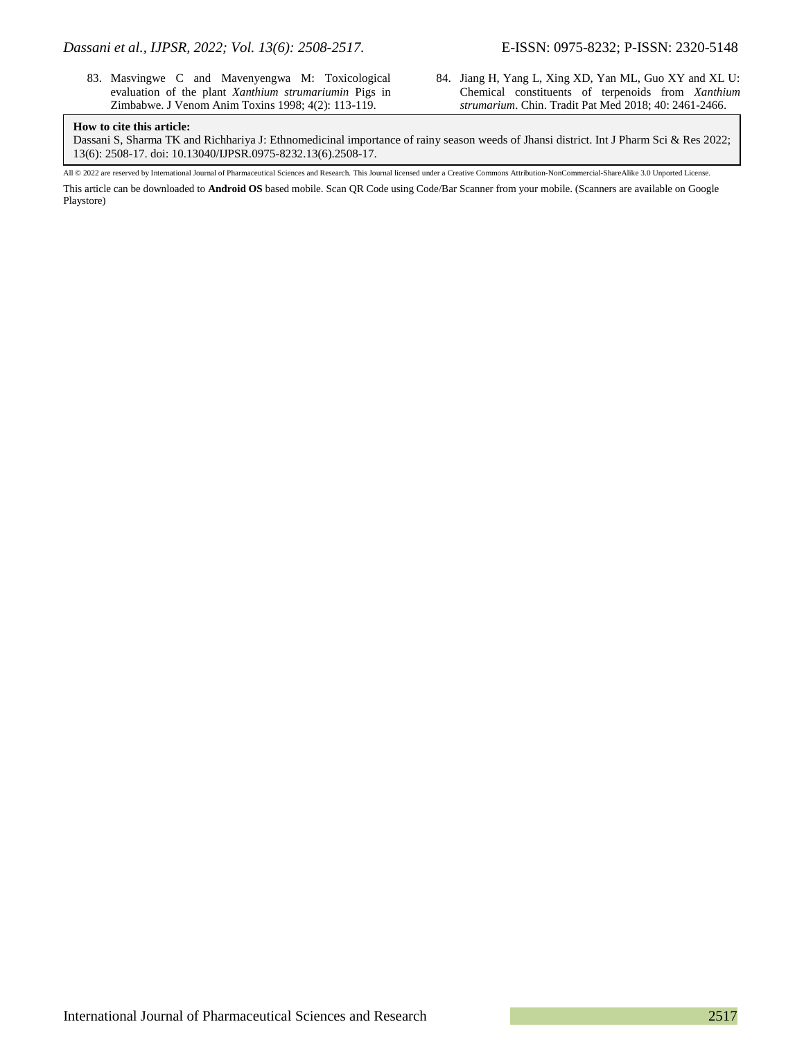83. Masvingwe C and Mavenyengwa M: Toxicological evaluation of the plant *Xanthium strumariumin* Pigs in Zimbabwe. J Venom Anim Toxins 1998; 4(2): 113-119.

84. Jiang H, Yang L, Xing XD, Yan ML, Guo XY and XL U: Chemical constituents of terpenoids from *Xanthium strumarium*. Chin. Tradit Pat Med 2018; 40: 2461-2466.

**How to cite this article:**
Dassani S, Sharma TK and Richhariya J: Ethnomedicinal importance of rainy season weeds of Jhansi district. Int J Pharm Sci & Res 2022; 13(6): 2508-17. doi: 10.13040/IJPSR.0975-8232.13(6).2508-17.

All © 2022 are reserved by International Journal of Pharmaceutical Sciences and Research. This Journal licensed under a Creative Commons Attribution-NonCommercial-ShareAlike 3.0 Unported License.

This article can be downloaded to **Android OS** based mobile. Scan QR Code using Code/Bar Scanner from your mobile. (Scanners are available on Google Playstore)